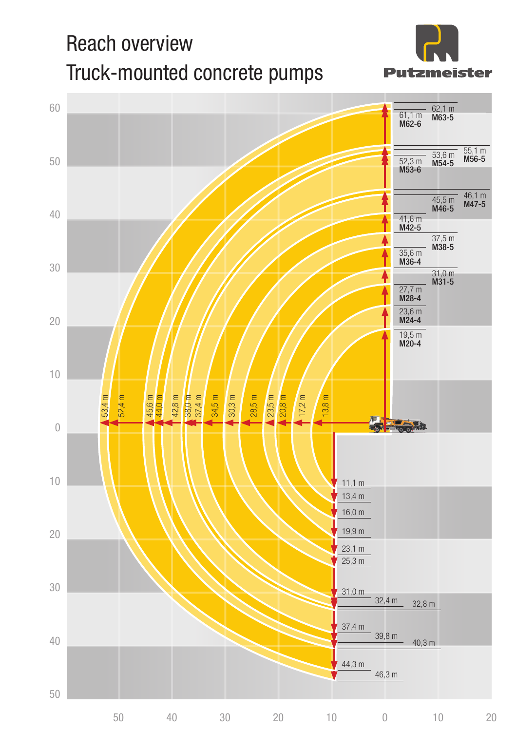# Reach overview

# Truck-mounted concrete pumps

Putzmeister

62,1 m M63-5
61,1 m M62-6
55,1 m M56-5
53,6 m M54-5
52,3 m M53-6
46,1 m M47-5
45,5 m M46-5
41,6 m M42-5
37,5 m M38-5
35,6 m M36-4
31,0 m M31-5
27,7 m M28-4
23,6 m M24-4
19,5 m M20-4

53,4 m
52,4 m
45,6 m
44,0 m
42,8 m
38,0 m
37,4 m
34,5 m
30,3 m
28,5 m
23,5 m
20,8 m
17,2 m
13,8 m

11,1 m
13,4 m
16,0 m
19,9 m
23,1 m
25,3 m
31,0 m
32,4 m
32,8 m
37,4 m
39,8 m
40,3 m
44,3 m
46,3 m

60
50
40
30
20
10
0
10
20
30
40
50

50
40
30
20
10
0
10
20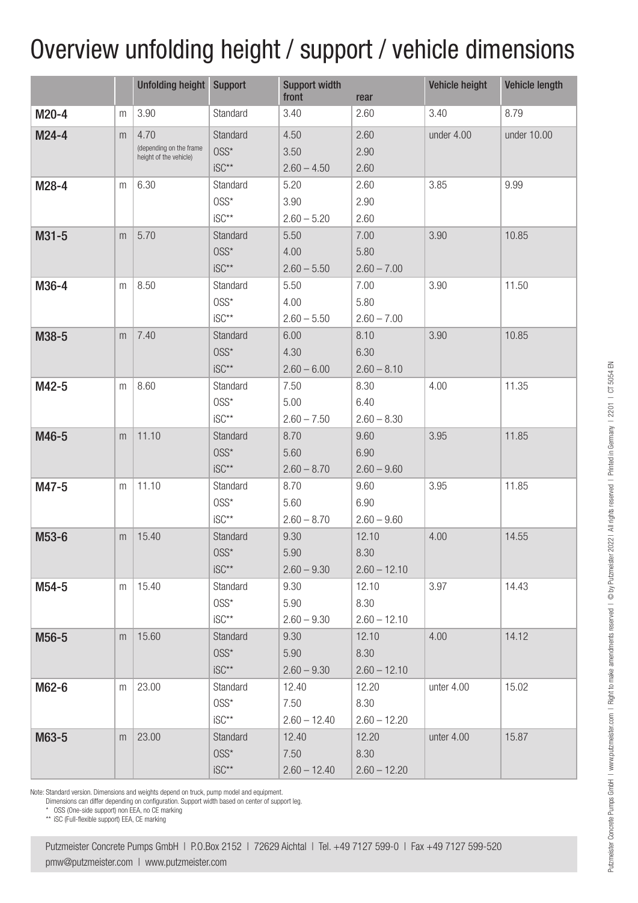# Overview unfolding height / support / vehicle dimensions

| | | Unfolding height | Support | Support width front | rear | Vehicle height | Vehicle length |
|---|---|---|---|---|---|---|---|
| M20-4 | m | 3.90 | Standard | 3.40 | 2.60 | 3.40 | 8.79 |
| M24-4 | m | 4.70 (depending on the frame height of the vehicle) | Standard | 4.50 | 2.60 | under 4.00 | under 10.00 |
| | | | OSS* | 3.50 | 2.90 | | |
| | | | iSC** | 2.60 – 4.50 | 2.60 | | |
| M28-4 | m | 6.30 | Standard | 5.20 | 2.60 | 3.85 | 9.99 |
| | | | OSS* | 3.90 | 2.90 | | |
| | | | iSC** | 2.60 – 5.20 | 2.60 | | |
| M31-5 | m | 5.70 | Standard | 5.50 | 7.00 | 3.90 | 10.85 |
| | | | OSS* | 4.00 | 5.80 | | |
| | | | iSC** | 2.60 – 5.50 | 2.60 – 7.00 | | |
| M36-4 | m | 8.50 | Standard | 5.50 | 7.00 | 3.90 | 11.50 |
| | | | OSS* | 4.00 | 5.80 | | |
| | | | iSC** | 2.60 – 5.50 | 2.60 – 7.00 | | |
| M38-5 | m | 7.40 | Standard | 6.00 | 8.10 | 3.90 | 10.85 |
| | | | OSS* | 4.30 | 6.30 | | |
| | | | iSC** | 2.60 – 6.00 | 2.60 – 8.10 | | |
| M42-5 | m | 8.60 | Standard | 7.50 | 8.30 | 4.00 | 11.35 |
| | | | OSS* | 5.00 | 6.40 | | |
| | | | iSC** | 2.60 – 7.50 | 2.60 – 8.30 | | |
| M46-5 | m | 11.10 | Standard | 8.70 | 9.60 | 3.95 | 11.85 |
| | | | OSS* | 5.60 | 6.90 | | |
| | | | iSC** | 2.60 – 8.70 | 2.60 – 9.60 | | |
| M47-5 | m | 11.10 | Standard | 8.70 | 9.60 | 3.95 | 11.85 |
| | | | OSS* | 5.60 | 6.90 | | |
| | | | iSC** | 2.60 – 8.70 | 2.60 – 9.60 | | |
| M53-6 | m | 15.40 | Standard | 9.30 | 12.10 | 4.00 | 14.55 |
| | | | OSS* | 5.90 | 8.30 | | |
| | | | iSC** | 2.60 – 9.30 | 2.60 – 12.10 | | |
| M54-5 | m | 15.40 | Standard | 9.30 | 12.10 | 3.97 | 14.43 |
| | | | OSS* | 5.90 | 8.30 | | |
| | | | iSC** | 2.60 – 9.30 | 2.60 – 12.10 | | |
| M56-5 | m | 15.60 | Standard | 9.30 | 12.10 | 4.00 | 14.12 |
| | | | OSS* | 5.90 | 8.30 | | |
| | | | iSC** | 2.60 – 9.30 | 2.60 – 12.10 | | |
| M62-6 | m | 23.00 | Standard | 12.40 | 12.20 | unter 4.00 | 15.02 |
| | | | OSS* | 7.50 | 8.30 | | |
| | | | iSC** | 2.60 – 12.40 | 2.60 – 12.20 | | |
| M63-5 | m | 23.00 | Standard | 12.40 | 12.20 | unter 4.00 | 15.87 |
| | | | OSS* | 7.50 | 8.30 | | |
| | | | iSC** | 2.60 – 12.40 | 2.60 – 12.20 | | |

Note: Standard version. Dimensions and weights depend on truck, pump model and equipment.
Dimensions can differ depending on configuration. Support width based on center of support leg.
\* OSS (One-side support) non EEA, no CE marking
\** iSC (Full-flexible support) EEA, CE marking

Putzmeister Concrete Pumps GmbH | P.O.Box 2152 | 72629 Aichtal | Tel. +49 7127 599-0 | Fax +49 7127 599-520
pmw@putzmeister.com | www.putzmeister.com

Putzmeister Concrete Pumps GmbH | www.putzmeister.com | Right to make amendments reserved | © by Putzmeister 2022 | All rights reserved | Printed in Germany | 2201 | CT 5054 EN